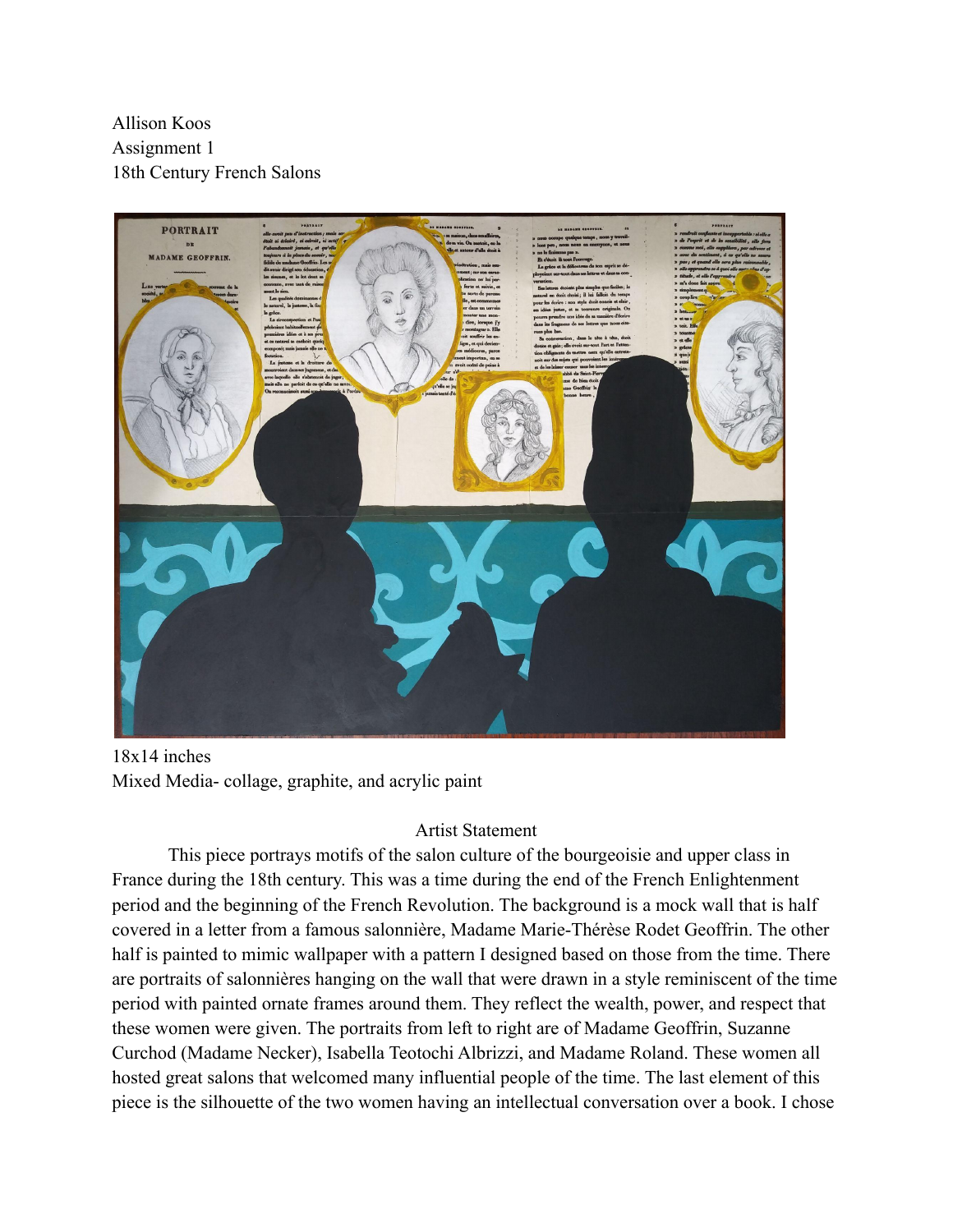Allison Koos
Assignment 1
18th Century French Salons

18x14 inches
Mixed Media- collage, graphite, and acrylic paint

Artist Statement

This piece portrays motifs of the salon culture of the bourgeoisie and upper class in France during the 18th century. This was a time during the end of the French Enlightenment period and the beginning of the French Revolution. The background is a mock wall that is half covered in a letter from a famous salonnière, Madame Marie-Thérèse Rodet Geoffrin. The other half is painted to mimic wallpaper with a pattern I designed based on those from the time. There are portraits of salonnières hanging on the wall that were drawn in a style reminiscent of the time period with painted ornate frames around them. They reflect the wealth, power, and respect that these women were given. The portraits from left to right are of Madame Geoffrin, Suzanne Curchod (Madame Necker), Isabella Teotochi Albrizzi, and Madame Roland. These women all hosted great salons that welcomed many influential people of the time. The last element of this piece is the silhouette of the two women having an intellectual conversation over a book. I chose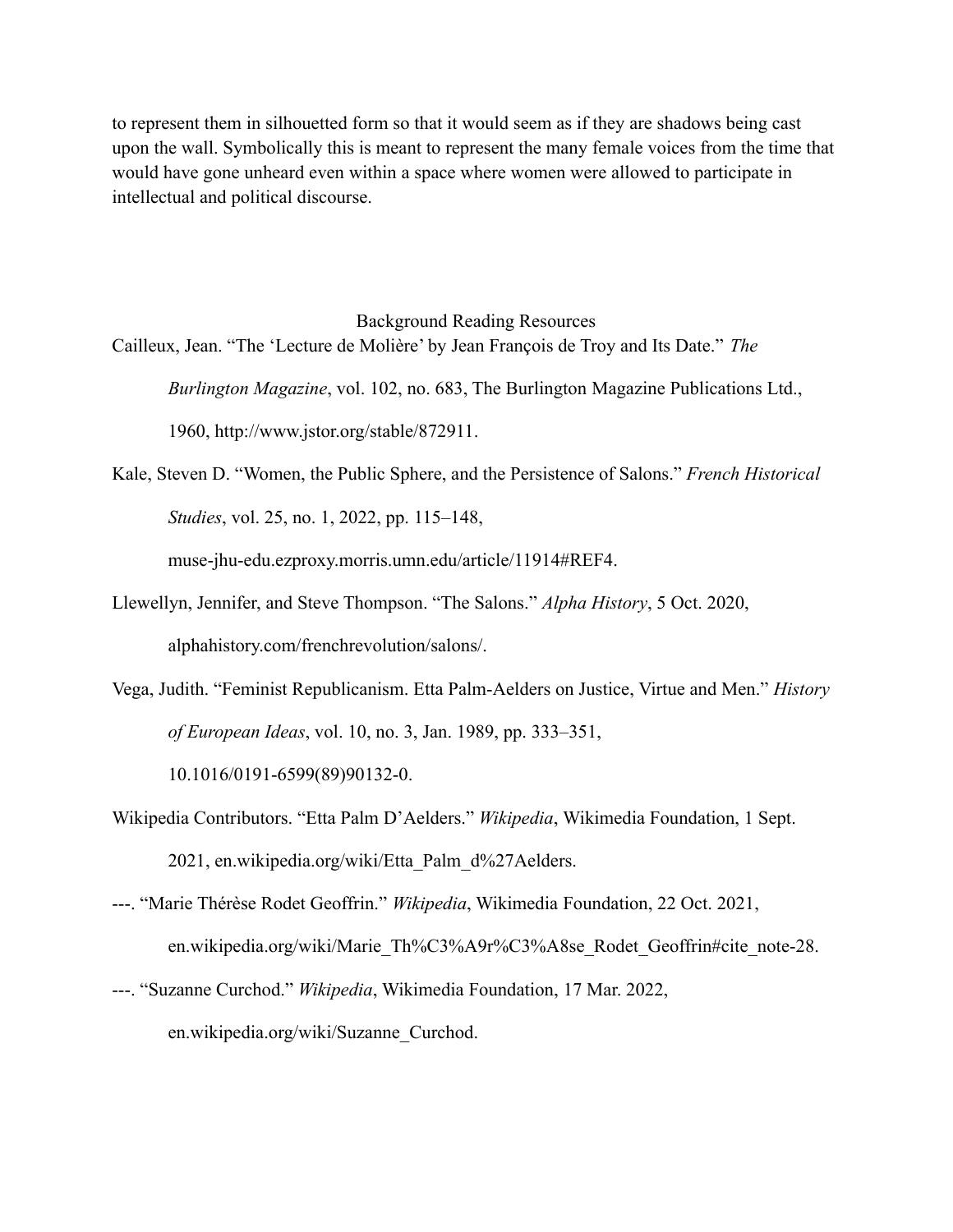to represent them in silhouetted form so that it would seem as if they are shadows being cast upon the wall. Symbolically this is meant to represent the many female voices from the time that would have gone unheard even within a space where women were allowed to participate in intellectual and political discourse.

## Background Reading Resources

Cailleux, Jean. “The ‘Lecture de Molière’ by Jean François de Troy and Its Date.” *The Burlington Magazine*, vol. 102, no. 683, The Burlington Magazine Publications Ltd., 1960, http://www.jstor.org/stable/872911.

Kale, Steven D. “Women, the Public Sphere, and the Persistence of Salons.” *French Historical Studies*, vol. 25, no. 1, 2022, pp. 115–148, muse-jhu-edu.ezproxy.morris.umn.edu/article/11914#REF4.

Llewellyn, Jennifer, and Steve Thompson. “The Salons.” *Alpha History*, 5 Oct. 2020, alphahistory.com/frenchrevolution/salons/.

Vega, Judith. “Feminist Republicanism. Etta Palm-Aelders on Justice, Virtue and Men.” *History of European Ideas*, vol. 10, no. 3, Jan. 1989, pp. 333–351, 10.1016/0191-6599(89)90132-0.

Wikipedia Contributors. “Etta Palm D’Aelders.” *Wikipedia*, Wikimedia Foundation, 1 Sept. 2021, en.wikipedia.org/wiki/Etta_Palm_d%27Aelders.

---. “Marie Thérèse Rodet Geoffrin.” *Wikipedia*, Wikimedia Foundation, 22 Oct. 2021, en.wikipedia.org/wiki/Marie_Th%C3%A9r%C3%A8se_Rodet_Geoffrin#cite_note-28.

---. “Suzanne Curchod.” *Wikipedia*, Wikimedia Foundation, 17 Mar. 2022, en.wikipedia.org/wiki/Suzanne_Curchod.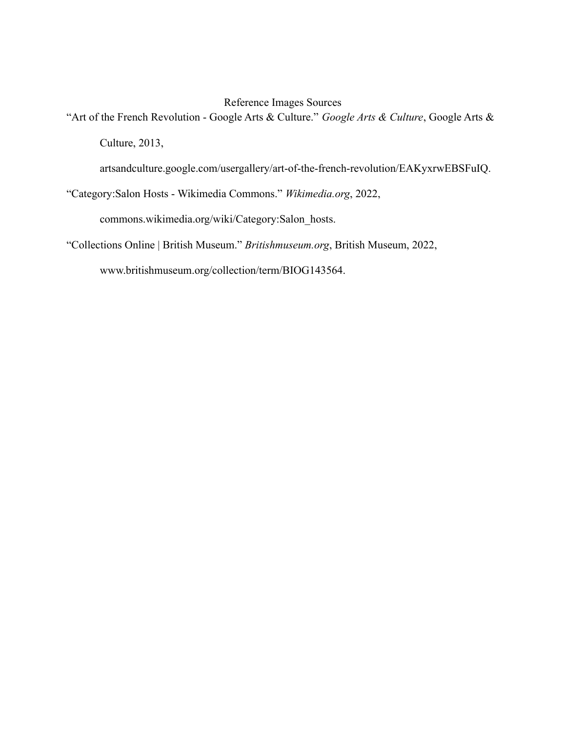## Reference Images Sources

"Art of the French Revolution - Google Arts & Culture." *Google Arts & Culture*, Google Arts & Culture, 2013, artsandculture.google.com/usergallery/art-of-the-french-revolution/EAKyxrwEBSFuIQ.

"Category:Salon Hosts - Wikimedia Commons." *Wikimedia.org*, 2022, commons.wikimedia.org/wiki/Category:Salon_hosts.

"Collections Online | British Museum." *Britishmuseum.org*, British Museum, 2022, www.britishmuseum.org/collection/term/BIOG143564.